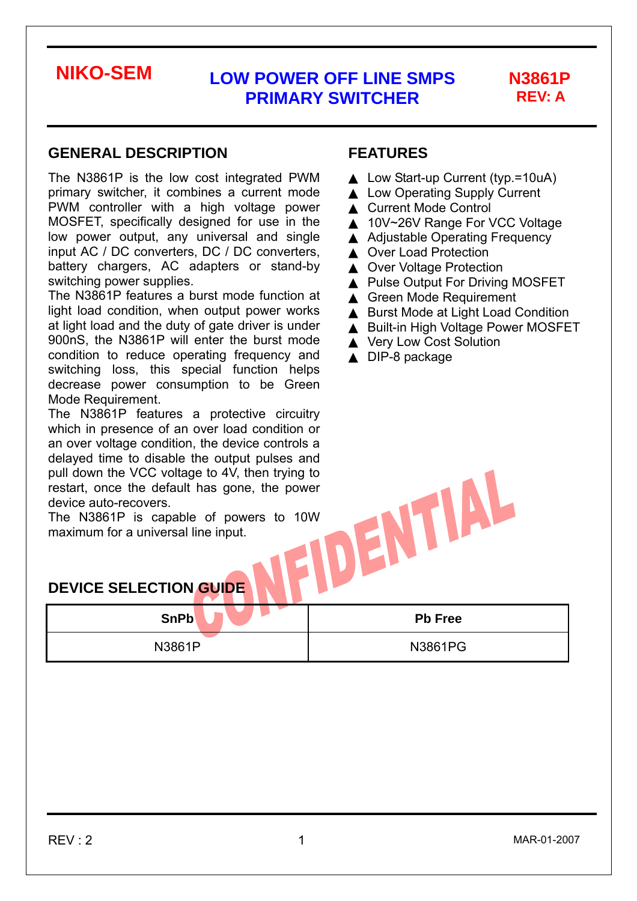# NIKO-SEM

## LOW POWER OFF LINE SMPS PRIMARY SWITCHER

**N3861P**
**REV: A**

## GENERAL DESCRIPTION

The N3861P is the low cost integrated PWM primary switcher, it combines a current mode PWM controller with a high voltage power MOSFET, specifically designed for use in the low power output, any universal and single input AC / DC converters, DC / DC converters, battery chargers, AC adapters or stand-by switching power supplies.

The N3861P features a burst mode function at light load condition, when output power works at light load and the duty of gate driver is under 900nS, the N3861P will enter the burst mode condition to reduce operating frequency and switching loss, this special function helps decrease power consumption to be Green Mode Requirement.

The N3861P features a protective circuitry which in presence of an over load condition or an over voltage condition, the device controls a delayed time to disable the output pulses and pull down the VCC voltage to 4V, then trying to restart, once the default has gone, the power device auto-recovers.

The N3861P is capable of powers to 10W maximum for a universal line input.

## FEATURES

- ▲ Low Start-up Current (typ.=10uA)
- ▲ Low Operating Supply Current
- ▲ Current Mode Control
- ▲ 10V~26V Range For VCC Voltage
- ▲ Adjustable Operating Frequency
- ▲ Over Load Protection
- ▲ Over Voltage Protection
- ▲ Pulse Output For Driving MOSFET
- ▲ Green Mode Requirement
- ▲ Burst Mode at Light Load Condition
- ▲ Built-in High Voltage Power MOSFET
- ▲ Very Low Cost Solution
- ▲ DIP-8 package

## DEVICE SELECTION GUIDE

| SnPb | Pb Free |
|---|---|
| N3861P | N3861PG |

REV : 2 MAR-01-2007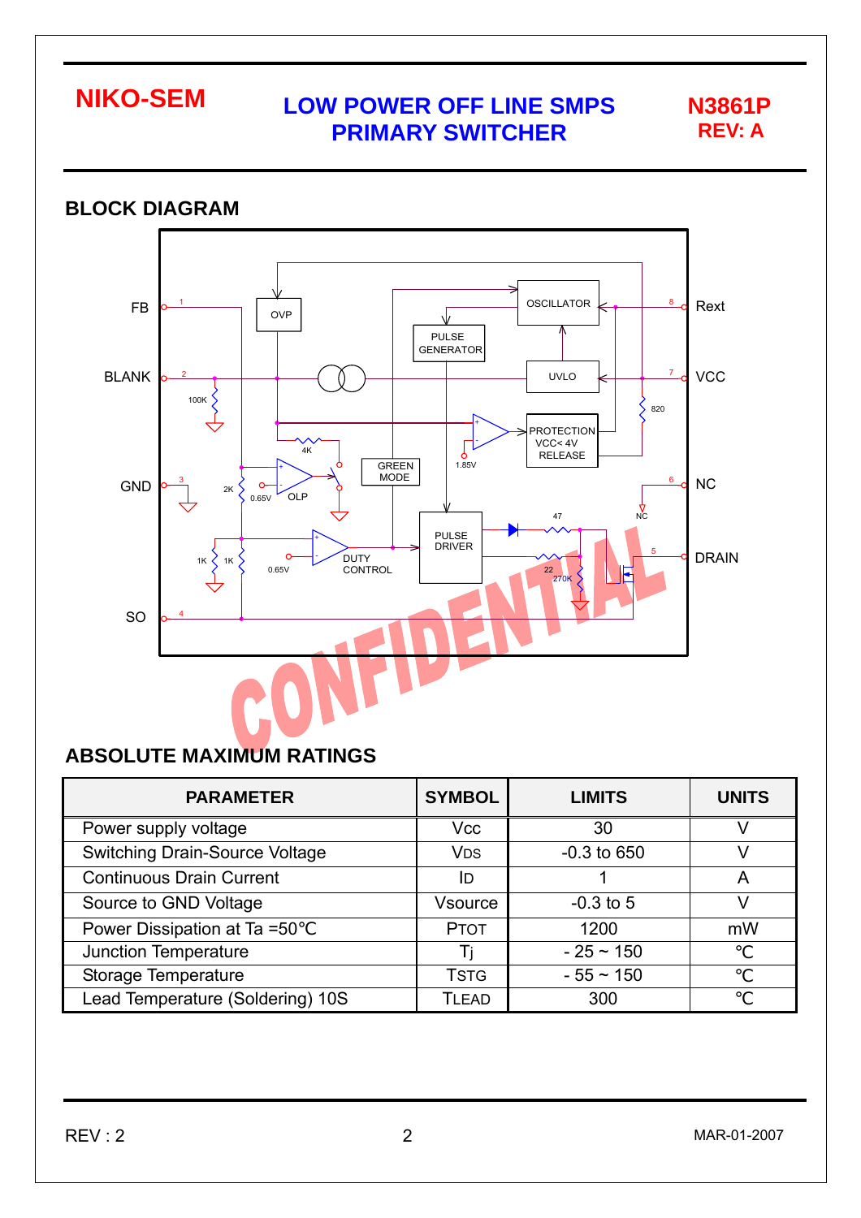## BLOCK DIAGRAM

## ABSOLUTE MAXIMUM RATINGS

| PARAMETER | SYMBOL | LIMITS | UNITS |
|---|---|---|---|
| Power supply voltage | Vcc | 30 | V |
| Switching Drain-Source Voltage | $V_{DS}$ | -0.3 to 650 | V |
| Continuous Drain Current | $I_D$ | 1 | A |
| Source to GND Voltage | Vsource | -0.3 to 5 | V |
| Power Dissipation at Ta =50°C | $P_{TOT}$ | 1200 | mW |
| Junction Temperature | Tj | - 25 ~ 150 | °C |
| Storage Temperature | $T_{STG}$ | - 55 ~ 150 | °C |
| Lead Temperature (Soldering) 10S | $T_{LEAD}$ | 300 | °C |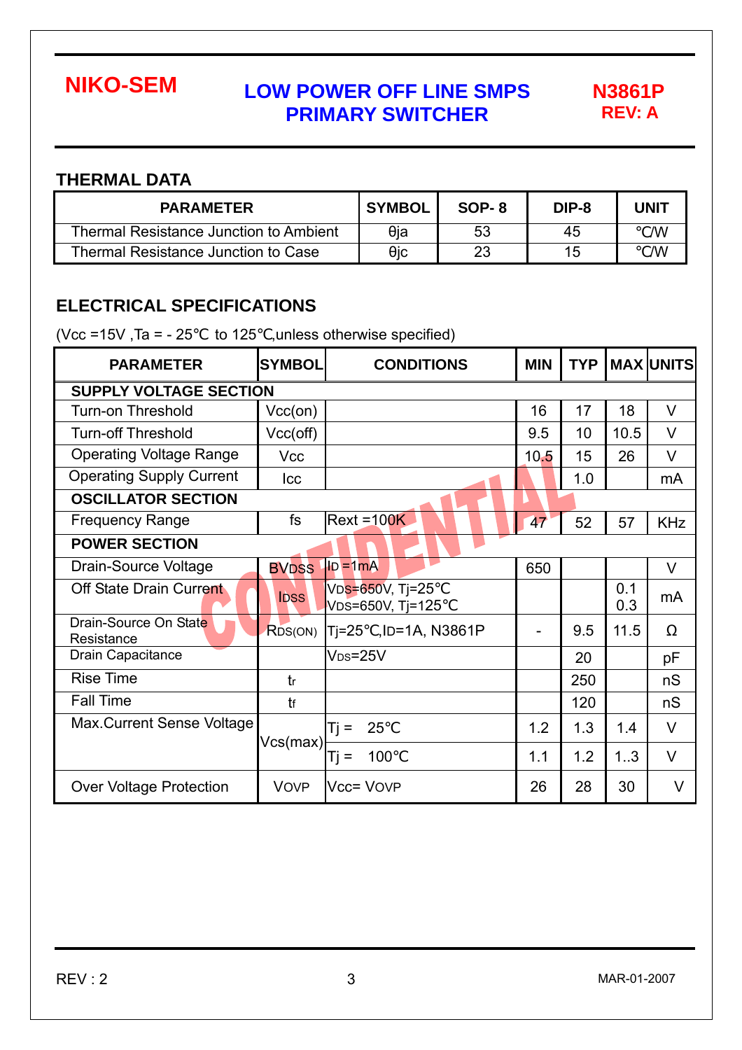NIKO-SEM

LOW POWER OFF LINE SMPS PRIMARY SWITCHER

N3861P
REV: A

## THERMAL DATA

| PARAMETER | SYMBOL | SOP- 8 | DIP-8 | UNIT |
|---|---|---|---|---|
| Thermal Resistance Junction to Ambient | θja | 53 | 45 | °C/W |
| Thermal Resistance Junction to Case | θjc | 23 | 15 | °C/W |

## ELECTRICAL SPECIFICATIONS

(Vcc =15V ,Ta = - 25°C to 125°C,unless otherwise specified)

| PARAMETER | SYMBOL | CONDITIONS | MIN | TYP | MAX | UNITS |
|---|---|---|---|---|---|---|
| **SUPPLY VOLTAGE SECTION** | | | | | | |
| Turn-on Threshold | Vcc(on) | | 16 | 17 | 18 | V |
| Turn-off Threshold | Vcc(off) | | 9.5 | 10 | 10.5 | V |
| Operating Voltage Range | Vcc | | 10.5 | 15 | 26 | V |
| Operating Supply Current | Icc | | | 1.0 | | mA |
| **OSCILLATOR SECTION** | | | | | | |
| Frequency Range | fs | Rext =100K | 47 | 52 | 57 | KHz |
| **POWER SECTION** | | | | | | |
| Drain-Source Voltage | $BV_{DSS}$ | $I_D$ =1mA | 650 | | | V |
| Off State Drain Current | $I_{DSS}$ | $V_{DS}$=650V, Tj=25°C<br>$V_{DS}$=650V, Tj=125°C | | | 0.1<br>0.3 | mA |
| Drain-Source On State Resistance | $R_{DS(ON)}$ | Tj=25°C,$I_D$=1A, N3861P | - | 9.5 | 11.5 | Ω |
| Drain Capacitance | | $V_{DS}$=25V | | 20 | | pF |
| Rise Time | $t_r$ | | | 250 | | nS |
| Fall Time | $t_f$ | | | 120 | | nS |
| Max.Current Sense Voltage | Vcs(max) | Tj = 25°C | 1.2 | 1.3 | 1.4 | V |
| | | Tj = 100°C | 1.1 | 1.2 | 1..3 | V |
| Over Voltage Protection | $V_{OVP}$ | Vcc= $V_{OVP}$ | 26 | 28 | 30 | V |

REV : 2

MAR-01-2007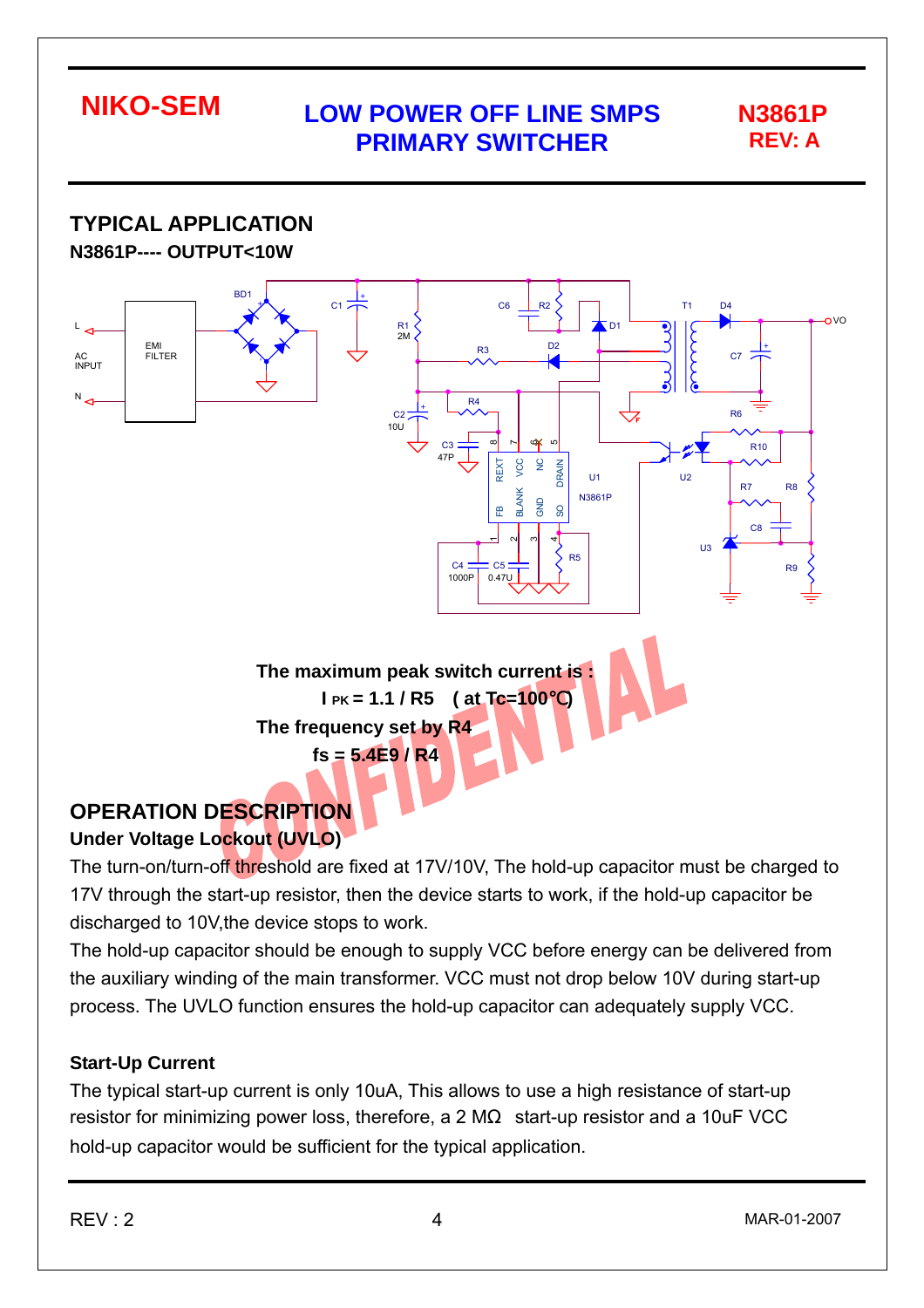## TYPICAL APPLICATION

**N3861P---- OUTPUT<10W**

**The maximum peak switch current is :**

$I_{PK}$ **= 1.1 / R5 ( at Tc=100℃)**

**The frequency set by R4**

**fs = 5.4E9 / R4**

## OPERATION DESCRIPTION

### Under Voltage Lockout (UVLO)

The turn-on/turn-off threshold are fixed at 17V/10V, The hold-up capacitor must be charged to 17V through the start-up resistor, then the device starts to work, if the hold-up capacitor be discharged to 10V,the device stops to work.

The hold-up capacitor should be enough to supply VCC before energy can be delivered from the auxiliary winding of the main transformer. VCC must not drop below 10V during start-up process. The UVLO function ensures the hold-up capacitor can adequately supply VCC.

### Start-Up Current

The typical start-up current is only 10uA, This allows to use a high resistance of start-up resistor for minimizing power loss, therefore, a 2 MΩ start-up resistor and a 10uF VCC hold-up capacitor would be sufficient for the typical application.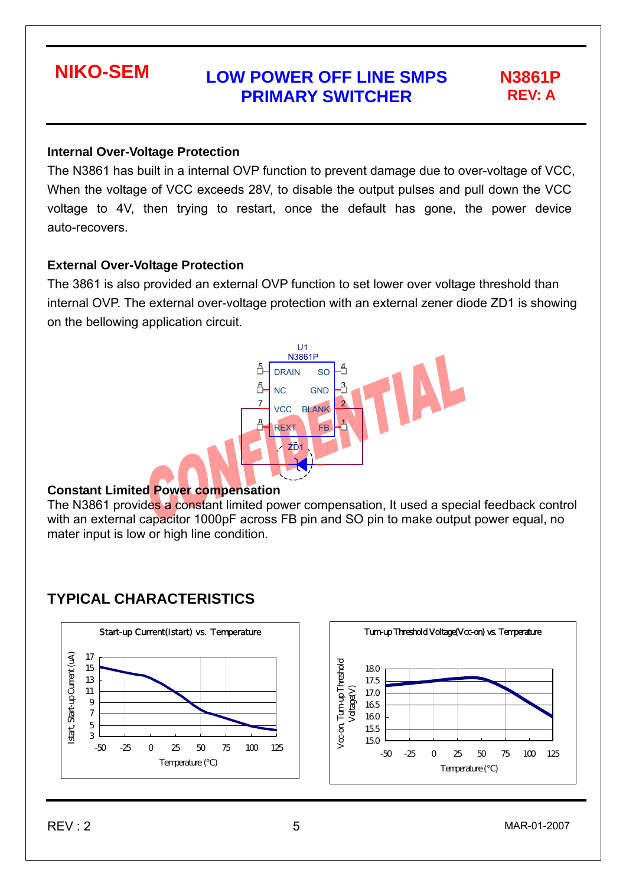## Internal Over-Voltage Protection

The N3861 has built in a internal OVP function to prevent damage due to over-voltage of VCC, When the voltage of VCC exceeds 28V, to disable the output pulses and pull down the VCC voltage to 4V, then trying to restart, once the default has gone, the power device auto-recovers.

## External Over-Voltage Protection

The 3861 is also provided an external OVP function to set lower over voltage threshold than internal OVP. The external over-voltage protection with an external zener diode ZD1 is showing on the bellowing application circuit.

## Constant Limited Power compensation

The N3861 provides a constant limited power compensation, It used a special feedback control with an external capacitor 1000pF across FB pin and SO pin to make output power equal, no mater input is low or high line condition.

## TYPICAL CHARACTERISTICS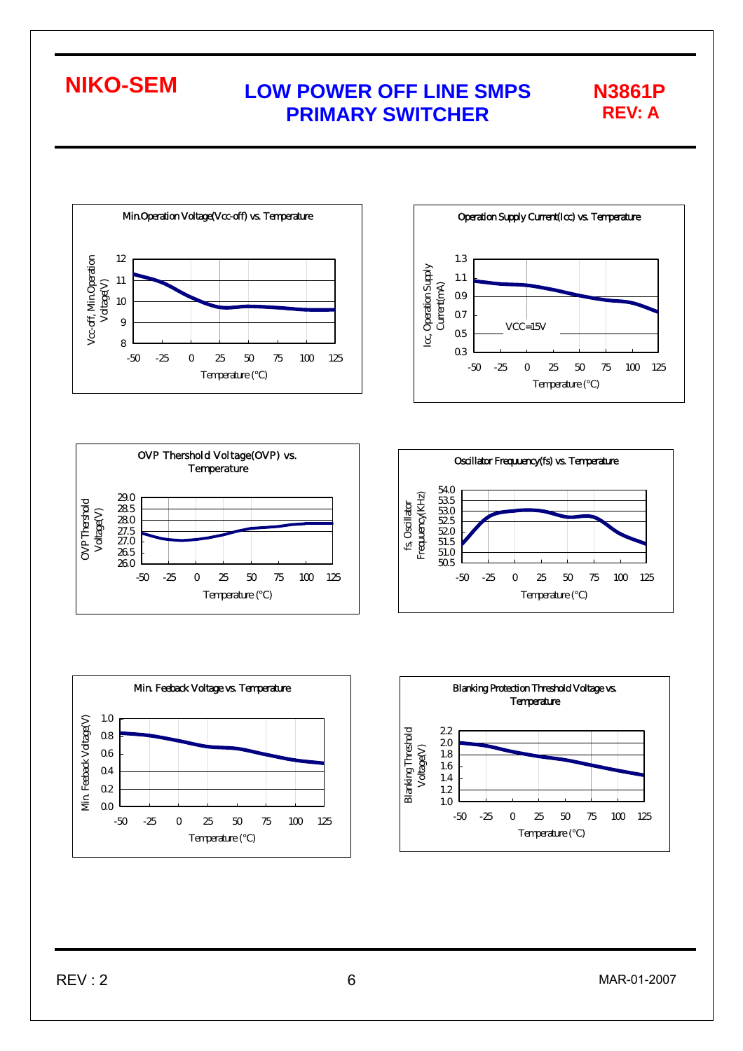Min.Operation Voltage(Vcc-off) vs. Temperature

Vcc-off, Min.Operation Voltage(V)

12
11
10
9
8

-50 -25 0 25 50 75 100 125

Temperature (°C)

Operation Supply Current(Icc) vs. Temperature

Icc, Operation Supply Current(mA)

1.3
1.1
0.9
0.7
0.5
0.3

VCC=15V

-50 -25 0 25 50 75 100 125

Temperature (°C)

OVP Thershold Voltage(OVP) vs. Temperature

OVP Thershold Voltage(V)

29.0
28.5
28.0
27.5
27.0
26.5
26.0

-50 -25 0 25 50 75 100 125

Temperature (°C)

Oscillator Frequency(fs) vs. Temperature

fs, Oscillator Frequency(KHz)

54.0
53.5
53.0
52.5
52.0
51.5
51.0
50.5

-50 -25 0 25 50 75 100 125

Temperature (°C)

Min. Feeback Voltage vs. Temperature

Min. Feeback Voltage(V)

1.0
0.8
0.6
0.4
0.2
0.0

-50 -25 0 25 50 75 100 125

Temperature (°C)

Blanking Protection Threshold Voltage vs. Temperature

Blanking Threshold Voltage(V)

2.2
2.0
1.8
1.6
1.4
1.2
1.0

-50 -25 0 25 50 75 100 125

Temperature (°C)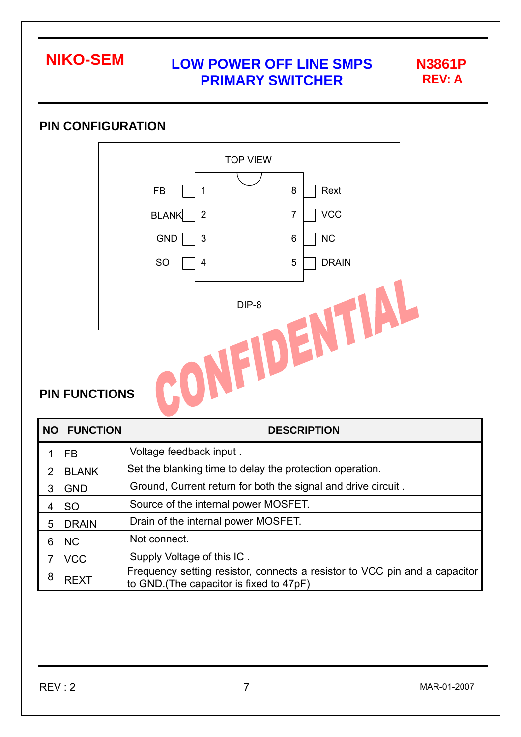## PIN CONFIGURATION

TOP VIEW

| Pin | Name | | Pin | Name |
|---|---|---|---|---|
| 1 | FB | | 8 | Rext |
| 2 | BLANK | | 7 | VCC |
| 3 | GND | | 6 | NC |
| 4 | SO | | 5 | DRAIN |

DIP-8

CONFIDENTIAL

## PIN FUNCTIONS

| NO | FUNCTION | DESCRIPTION |
|---|---|---|
| 1 | FB | Voltage feedback input . |
| 2 | BLANK | Set the blanking time to delay the protection operation. |
| 3 | GND | Ground, Current return for both the signal and drive circuit . |
| 4 | SO | Source of the internal power MOSFET. |
| 5 | DRAIN | Drain of the internal power MOSFET. |
| 6 | NC | Not connect. |
| 7 | VCC | Supply Voltage of this IC . |
| 8 | REXT | Frequency setting resistor, connects a resistor to VCC pin and a capacitor to GND.(The capacitor is fixed to 47pF) |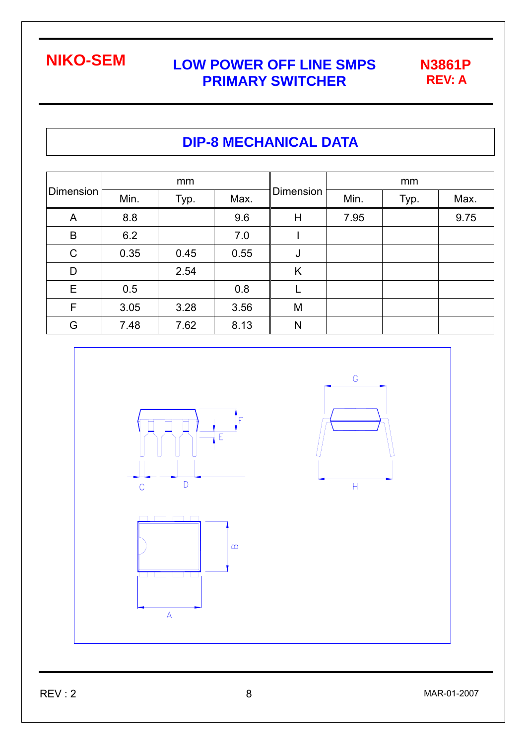## DIP-8 MECHANICAL DATA

| Dimension | mm | | | Dimension | mm | | |
|---|---|---|---|---|---|---|---|
| | Min. | Typ. | Max. | | Min. | Typ. | Max. |
| A | 8.8 | | 9.6 | H | 7.95 | | 9.75 |
| B | 6.2 | | 7.0 | I | | | |
| C | 0.35 | 0.45 | 0.55 | J | | | |
| D | | 2.54 | | K | | | |
| E | 0.5 | | 0.8 | L | | | |
| F | 3.05 | 3.28 | 3.56 | M | | | |
| G | 7.48 | 7.62 | 8.13 | N | | | |

F
E
C
D
G
H
B
A